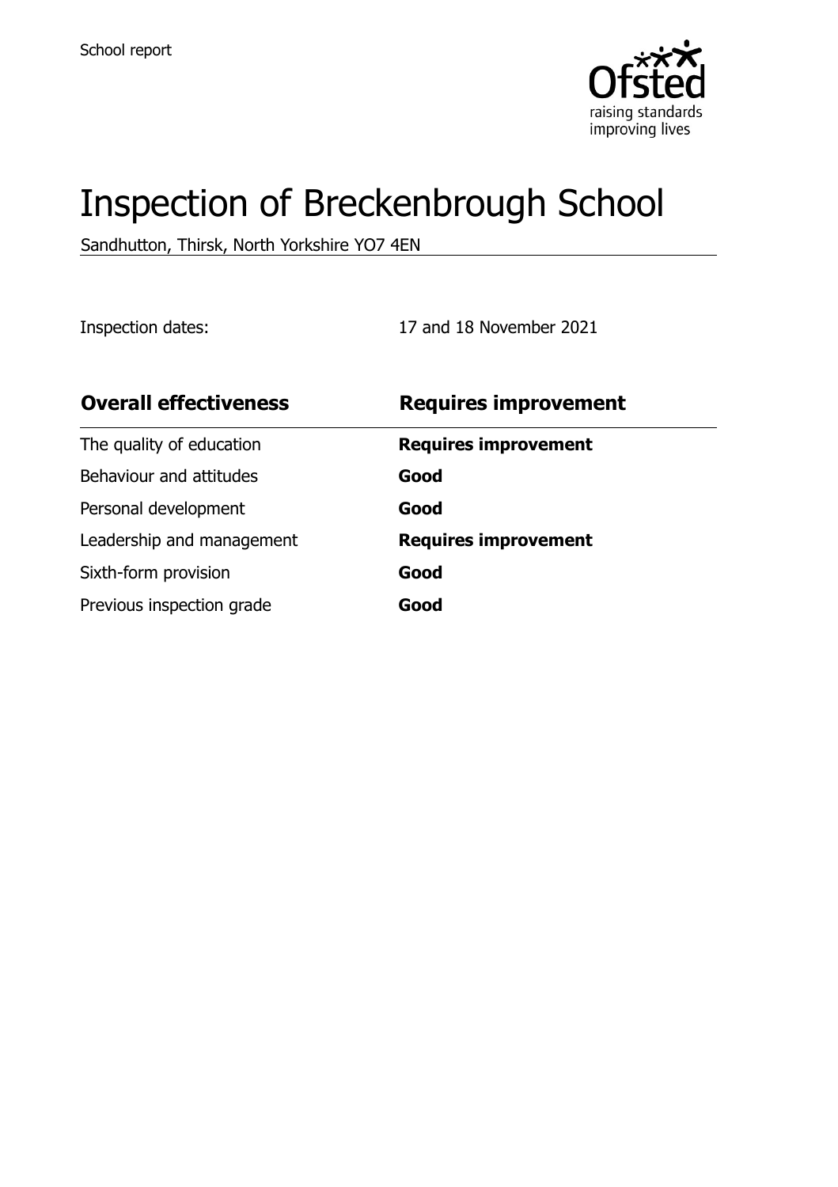School report

# Inspection of Breckenbrough School

Sandhutton, Thirsk, North Yorkshire YO7 4EN

Inspection dates: 17 and 18 November 2021

| **Overall effectiveness** | **Requires improvement** |
| --- | --- |
| The quality of education | **Requires improvement** |
| Behaviour and attitudes | **Good** |
| Personal development | **Good** |
| Leadership and management | **Requires improvement** |
| Sixth-form provision | **Good** |
| Previous inspection grade | **Good** |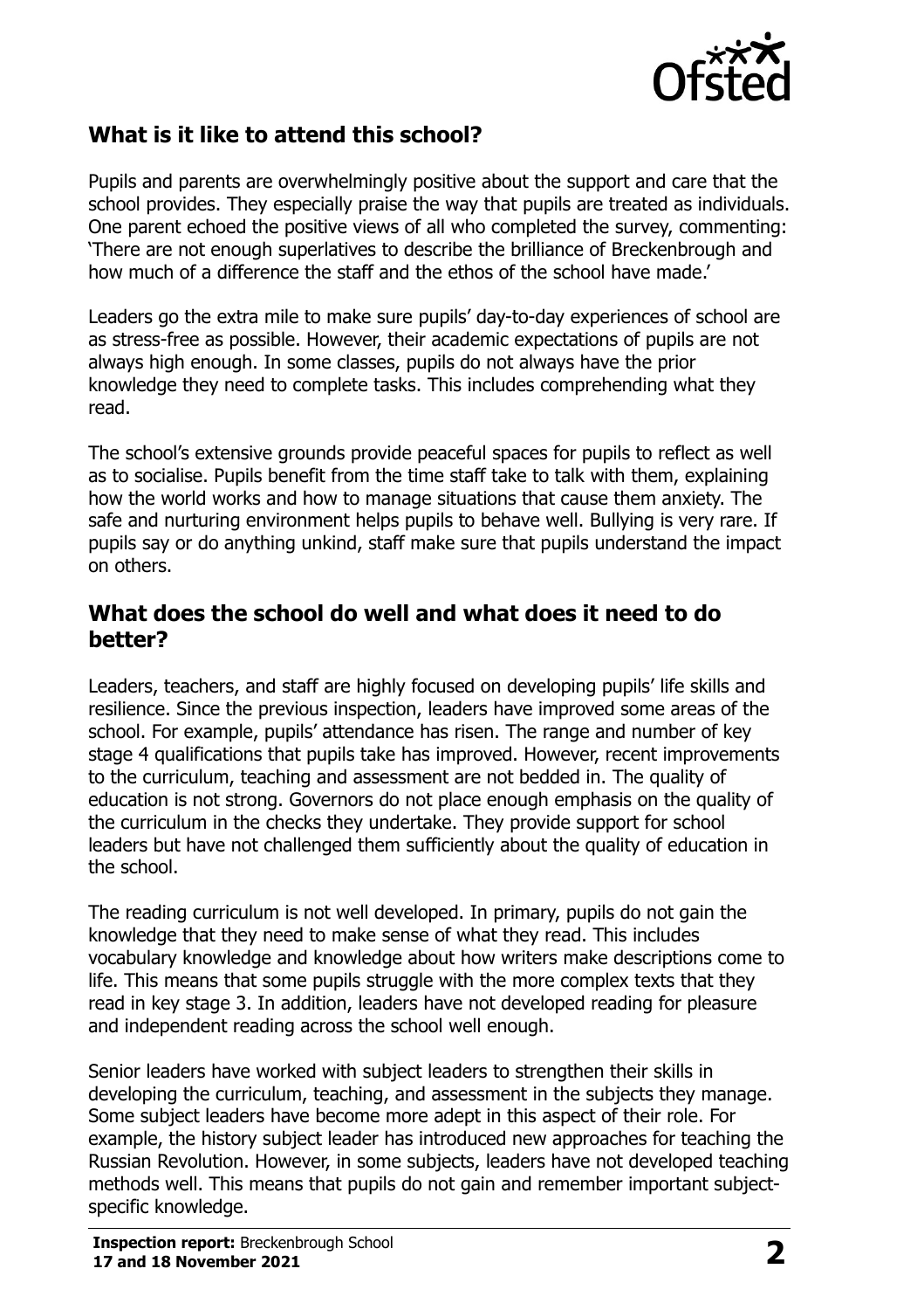## What is it like to attend this school?

Pupils and parents are overwhelmingly positive about the support and care that the school provides. They especially praise the way that pupils are treated as individuals. One parent echoed the positive views of all who completed the survey, commenting: 'There are not enough superlatives to describe the brilliance of Breckenbrough and how much of a difference the staff and the ethos of the school have made.'

Leaders go the extra mile to make sure pupils' day-to-day experiences of school are as stress-free as possible. However, their academic expectations of pupils are not always high enough. In some classes, pupils do not always have the prior knowledge they need to complete tasks. This includes comprehending what they read.

The school's extensive grounds provide peaceful spaces for pupils to reflect as well as to socialise. Pupils benefit from the time staff take to talk with them, explaining how the world works and how to manage situations that cause them anxiety. The safe and nurturing environment helps pupils to behave well. Bullying is very rare. If pupils say or do anything unkind, staff make sure that pupils understand the impact on others.

## What does the school do well and what does it need to do better?

Leaders, teachers, and staff are highly focused on developing pupils' life skills and resilience. Since the previous inspection, leaders have improved some areas of the school. For example, pupils' attendance has risen. The range and number of key stage 4 qualifications that pupils take has improved. However, recent improvements to the curriculum, teaching and assessment are not bedded in. The quality of education is not strong. Governors do not place enough emphasis on the quality of the curriculum in the checks they undertake. They provide support for school leaders but have not challenged them sufficiently about the quality of education in the school.

The reading curriculum is not well developed. In primary, pupils do not gain the knowledge that they need to make sense of what they read. This includes vocabulary knowledge and knowledge about how writers make descriptions come to life. This means that some pupils struggle with the more complex texts that they read in key stage 3. In addition, leaders have not developed reading for pleasure and independent reading across the school well enough.

Senior leaders have worked with subject leaders to strengthen their skills in developing the curriculum, teaching, and assessment in the subjects they manage. Some subject leaders have become more adept in this aspect of their role. For example, the history subject leader has introduced new approaches for teaching the Russian Revolution. However, in some subjects, leaders have not developed teaching methods well. This means that pupils do not gain and remember important subject-specific knowledge.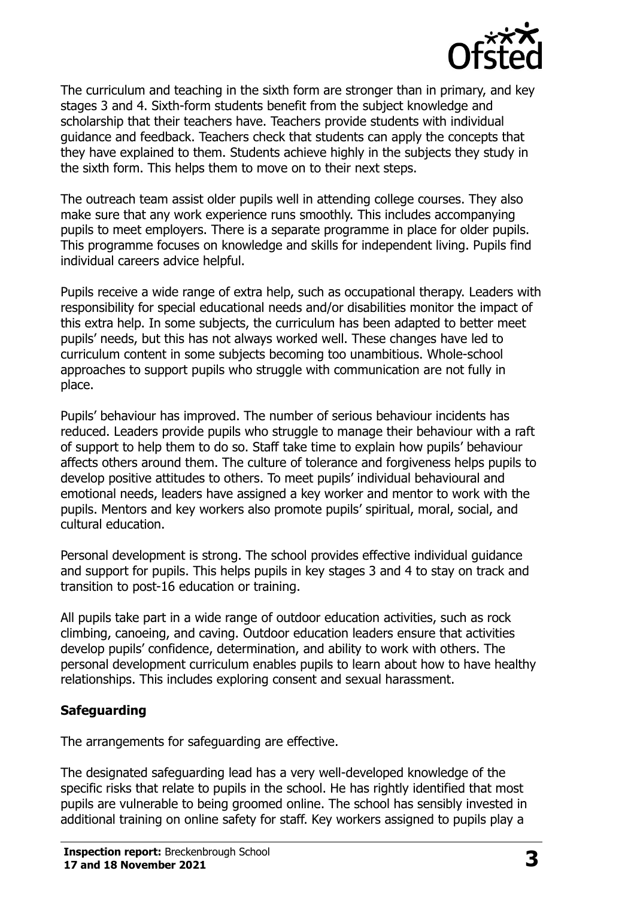The curriculum and teaching in the sixth form are stronger than in primary, and key stages 3 and 4. Sixth-form students benefit from the subject knowledge and scholarship that their teachers have. Teachers provide students with individual guidance and feedback. Teachers check that students can apply the concepts that they have explained to them. Students achieve highly in the subjects they study in the sixth form. This helps them to move on to their next steps.

The outreach team assist older pupils well in attending college courses. They also make sure that any work experience runs smoothly. This includes accompanying pupils to meet employers. There is a separate programme in place for older pupils. This programme focuses on knowledge and skills for independent living. Pupils find individual careers advice helpful.

Pupils receive a wide range of extra help, such as occupational therapy. Leaders with responsibility for special educational needs and/or disabilities monitor the impact of this extra help. In some subjects, the curriculum has been adapted to better meet pupils' needs, but this has not always worked well. These changes have led to curriculum content in some subjects becoming too unambitious. Whole-school approaches to support pupils who struggle with communication are not fully in place.

Pupils' behaviour has improved. The number of serious behaviour incidents has reduced. Leaders provide pupils who struggle to manage their behaviour with a raft of support to help them to do so. Staff take time to explain how pupils' behaviour affects others around them. The culture of tolerance and forgiveness helps pupils to develop positive attitudes to others. To meet pupils' individual behavioural and emotional needs, leaders have assigned a key worker and mentor to work with the pupils. Mentors and key workers also promote pupils' spiritual, moral, social, and cultural education.

Personal development is strong. The school provides effective individual guidance and support for pupils. This helps pupils in key stages 3 and 4 to stay on track and transition to post-16 education or training.

All pupils take part in a wide range of outdoor education activities, such as rock climbing, canoeing, and caving. Outdoor education leaders ensure that activities develop pupils' confidence, determination, and ability to work with others. The personal development curriculum enables pupils to learn about how to have healthy relationships. This includes exploring consent and sexual harassment.

### Safeguarding

The arrangements for safeguarding are effective.

The designated safeguarding lead has a very well-developed knowledge of the specific risks that relate to pupils in the school. He has rightly identified that most pupils are vulnerable to being groomed online. The school has sensibly invested in additional training on online safety for staff. Key workers assigned to pupils play a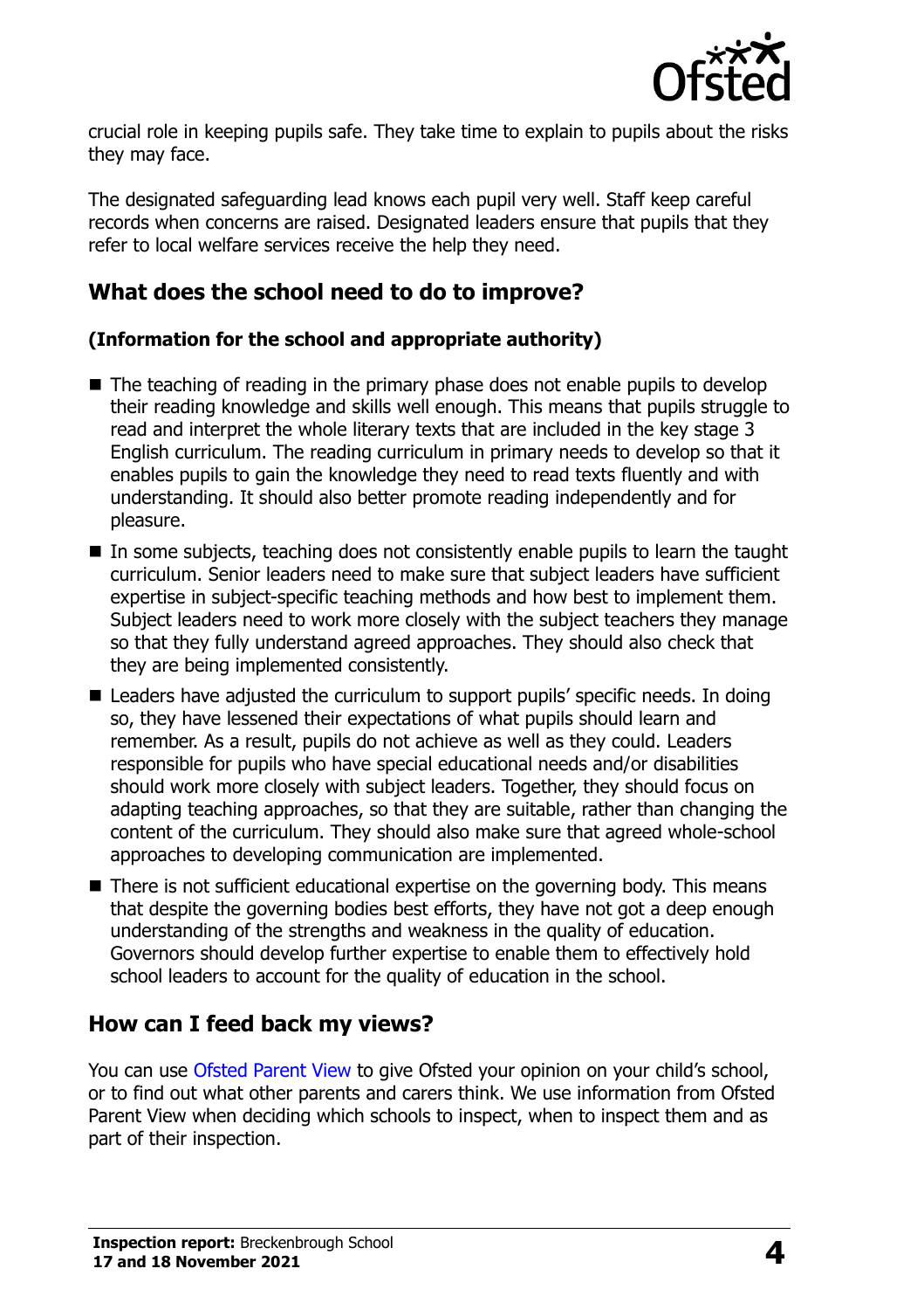crucial role in keeping pupils safe. They take time to explain to pupils about the risks they may face.

The designated safeguarding lead knows each pupil very well. Staff keep careful records when concerns are raised. Designated leaders ensure that pupils that they refer to local welfare services receive the help they need.

## What does the school need to do to improve?

### (Information for the school and appropriate authority)

- The teaching of reading in the primary phase does not enable pupils to develop their reading knowledge and skills well enough. This means that pupils struggle to read and interpret the whole literary texts that are included in the key stage 3 English curriculum. The reading curriculum in primary needs to develop so that it enables pupils to gain the knowledge they need to read texts fluently and with understanding. It should also better promote reading independently and for pleasure.
- In some subjects, teaching does not consistently enable pupils to learn the taught curriculum. Senior leaders need to make sure that subject leaders have sufficient expertise in subject-specific teaching methods and how best to implement them. Subject leaders need to work more closely with the subject teachers they manage so that they fully understand agreed approaches. They should also check that they are being implemented consistently.
- Leaders have adjusted the curriculum to support pupils' specific needs. In doing so, they have lessened their expectations of what pupils should learn and remember. As a result, pupils do not achieve as well as they could. Leaders responsible for pupils who have special educational needs and/or disabilities should work more closely with subject leaders. Together, they should focus on adapting teaching approaches, so that they are suitable, rather than changing the content of the curriculum. They should also make sure that agreed whole-school approaches to developing communication are implemented.
- There is not sufficient educational expertise on the governing body. This means that despite the governing bodies best efforts, they have not got a deep enough understanding of the strengths and weakness in the quality of education. Governors should develop further expertise to enable them to effectively hold school leaders to account for the quality of education in the school.

## How can I feed back my views?

You can use Ofsted Parent View to give Ofsted your opinion on your child's school, or to find out what other parents and carers think. We use information from Ofsted Parent View when deciding which schools to inspect, when to inspect them and as part of their inspection.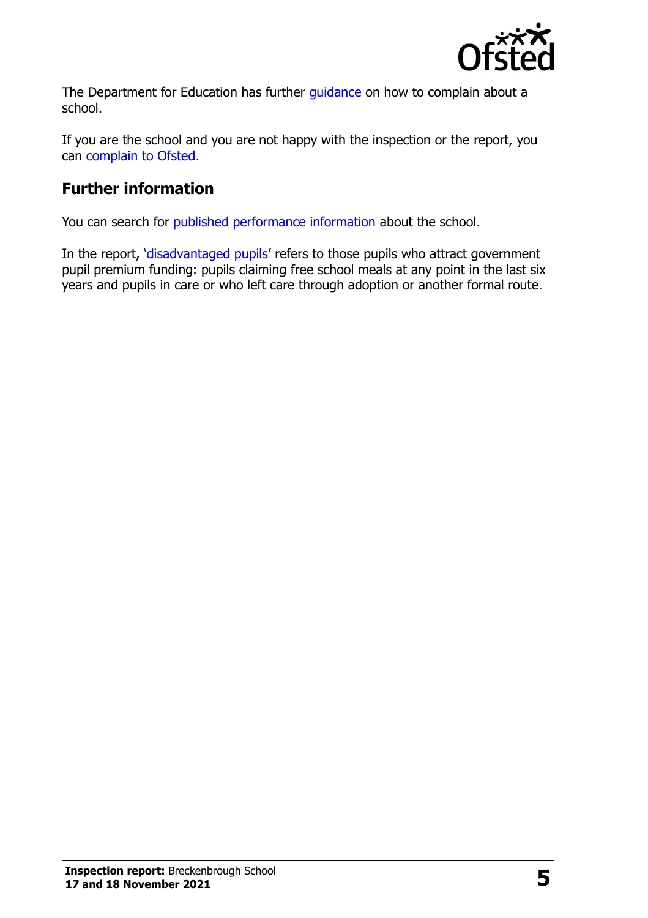The Department for Education has further guidance on how to complain about a school.

If you are the school and you are not happy with the inspection or the report, you can complain to Ofsted.

## Further information

You can search for published performance information about the school.

In the report, 'disadvantaged pupils' refers to those pupils who attract government pupil premium funding: pupils claiming free school meals at any point in the last six years and pupils in care or who left care through adoption or another formal route.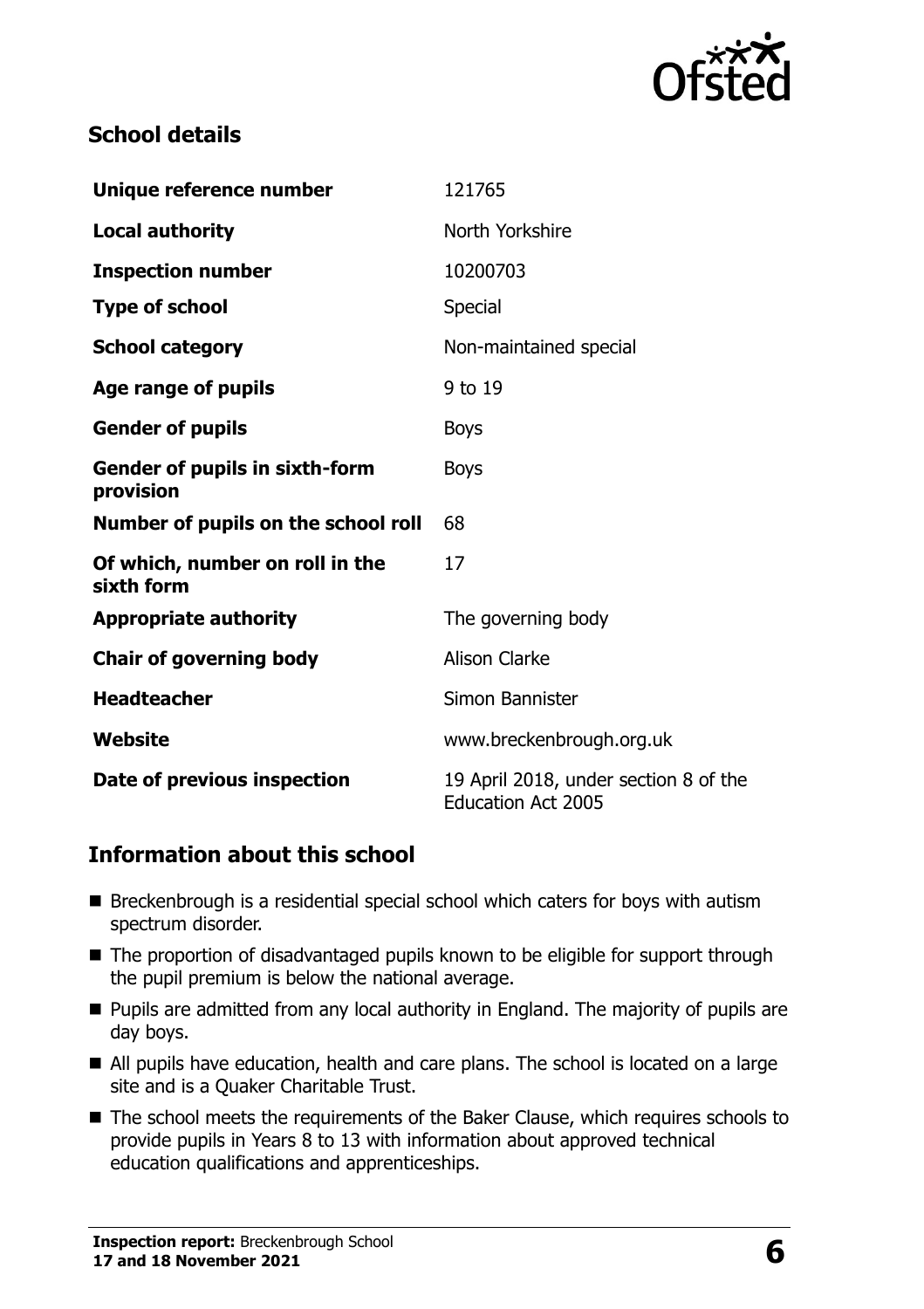## School details

| | |
|---|---|
| **Unique reference number** | 121765 |
| **Local authority** | North Yorkshire |
| **Inspection number** | 10200703 |
| **Type of school** | Special |
| **School category** | Non-maintained special |
| **Age range of pupils** | 9 to 19 |
| **Gender of pupils** | Boys |
| **Gender of pupils in sixth-form provision** | Boys |
| **Number of pupils on the school roll** | 68 |
| **Of which, number on roll in the sixth form** | 17 |
| **Appropriate authority** | The governing body |
| **Chair of governing body** | Alison Clarke |
| **Headteacher** | Simon Bannister |
| **Website** | www.breckenbrough.org.uk |
| **Date of previous inspection** | 19 April 2018, under section 8 of the Education Act 2005 |

## Information about this school

- Breckenbrough is a residential special school which caters for boys with autism spectrum disorder.
- The proportion of disadvantaged pupils known to be eligible for support through the pupil premium is below the national average.
- Pupils are admitted from any local authority in England. The majority of pupils are day boys.
- All pupils have education, health and care plans. The school is located on a large site and is a Quaker Charitable Trust.
- The school meets the requirements of the Baker Clause, which requires schools to provide pupils in Years 8 to 13 with information about approved technical education qualifications and apprenticeships.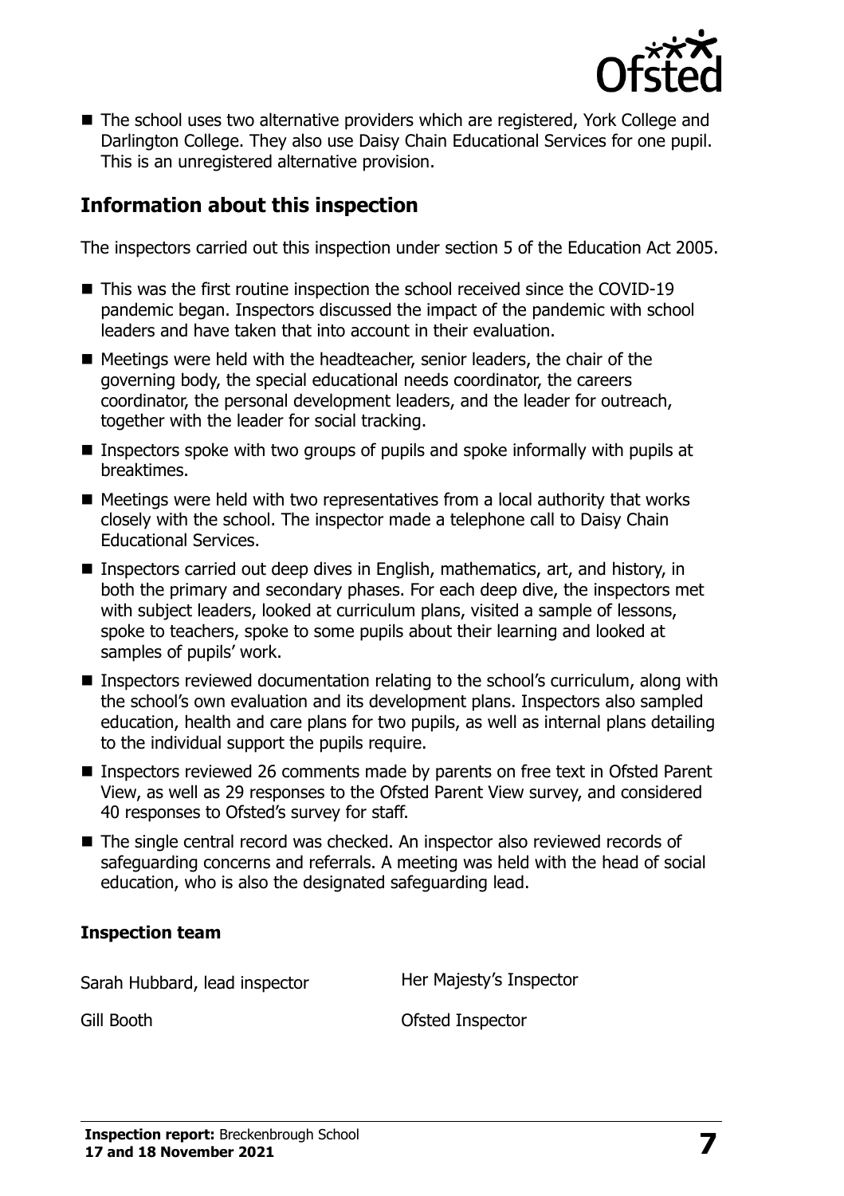- The school uses two alternative providers which are registered, York College and Darlington College. They also use Daisy Chain Educational Services for one pupil. This is an unregistered alternative provision.

## Information about this inspection

The inspectors carried out this inspection under section 5 of the Education Act 2005.

- This was the first routine inspection the school received since the COVID-19 pandemic began. Inspectors discussed the impact of the pandemic with school leaders and have taken that into account in their evaluation.
- Meetings were held with the headteacher, senior leaders, the chair of the governing body, the special educational needs coordinator, the careers coordinator, the personal development leaders, and the leader for outreach, together with the leader for social tracking.
- Inspectors spoke with two groups of pupils and spoke informally with pupils at breaktimes.
- Meetings were held with two representatives from a local authority that works closely with the school. The inspector made a telephone call to Daisy Chain Educational Services.
- Inspectors carried out deep dives in English, mathematics, art, and history, in both the primary and secondary phases. For each deep dive, the inspectors met with subject leaders, looked at curriculum plans, visited a sample of lessons, spoke to teachers, spoke to some pupils about their learning and looked at samples of pupils' work.
- Inspectors reviewed documentation relating to the school's curriculum, along with the school's own evaluation and its development plans. Inspectors also sampled education, health and care plans for two pupils, as well as internal plans detailing to the individual support the pupils require.
- Inspectors reviewed 26 comments made by parents on free text in Ofsted Parent View, as well as 29 responses to the Ofsted Parent View survey, and considered 40 responses to Ofsted's survey for staff.
- The single central record was checked. An inspector also reviewed records of safeguarding concerns and referrals. A meeting was held with the head of social education, who is also the designated safeguarding lead.

### Inspection team

| | |
|---|---|
| Sarah Hubbard, lead inspector | Her Majesty's Inspector |
| Gill Booth | Ofsted Inspector |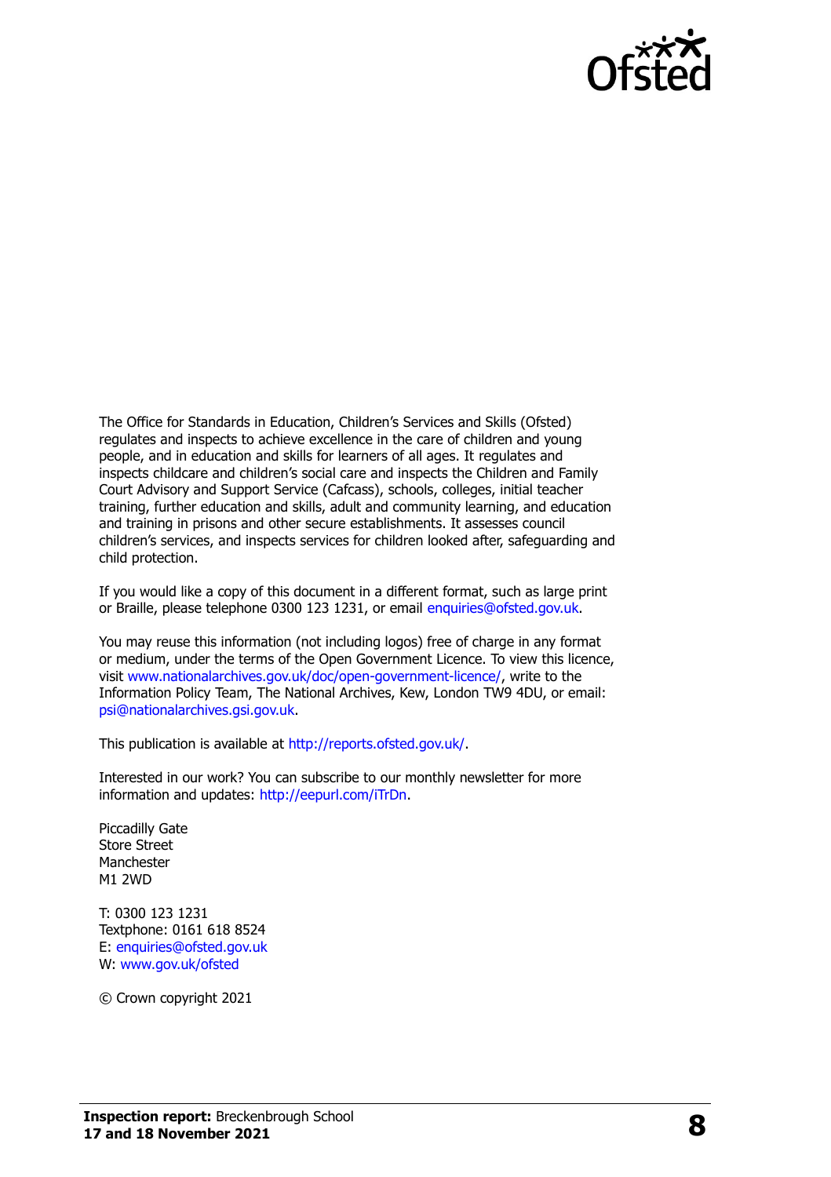The Office for Standards in Education, Children's Services and Skills (Ofsted) regulates and inspects to achieve excellence in the care of children and young people, and in education and skills for learners of all ages. It regulates and inspects childcare and children's social care and inspects the Children and Family Court Advisory and Support Service (Cafcass), schools, colleges, initial teacher training, further education and skills, adult and community learning, and education and training in prisons and other secure establishments. It assesses council children's services, and inspects services for children looked after, safeguarding and child protection.

If you would like a copy of this document in a different format, such as large print or Braille, please telephone 0300 123 1231, or email enquiries@ofsted.gov.uk.

You may reuse this information (not including logos) free of charge in any format or medium, under the terms of the Open Government Licence. To view this licence, visit www.nationalarchives.gov.uk/doc/open-government-licence/, write to the Information Policy Team, The National Archives, Kew, London TW9 4DU, or email: psi@nationalarchives.gsi.gov.uk.

This publication is available at http://reports.ofsted.gov.uk/.

Interested in our work? You can subscribe to our monthly newsletter for more information and updates: http://eepurl.com/iTrDn.

Piccadilly Gate
Store Street
Manchester
M1 2WD

T: 0300 123 1231
Textphone: 0161 618 8524
E: enquiries@ofsted.gov.uk
W: www.gov.uk/ofsted

© Crown copyright 2021